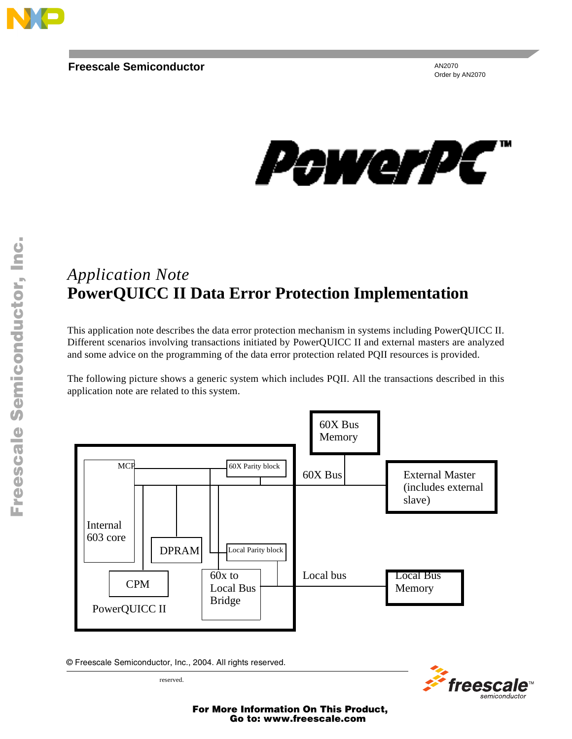Freescale Semiconductor

AN2070
Order by AN2070

*Application Note*
# PowerQUICC II Data Error Protection Implementation

This application note describes the data error protection mechanism in systems including PowerQUICC II. Different scenarios involving transactions initiated by PowerQUICC II and external masters are analyzed and some advice on the programming of the data error protection related PQII resources is provided.

The following picture shows a generic system which includes PQII. All the transactions described in this application note are related to this system.

60X Bus Memory

MCP

60X Parity block

60X Bus

External Master (includes external slave)

Internal 603 core

DPRAM

Local Parity block

CPM

60x to Local Bus Bridge

Local bus

Local Bus Memory

PowerQUICC II

© Freescale Semiconductor, Inc., 2004. All rights reserved.

reserved.

**For More Information On This Product, Go to: www.freescale.com**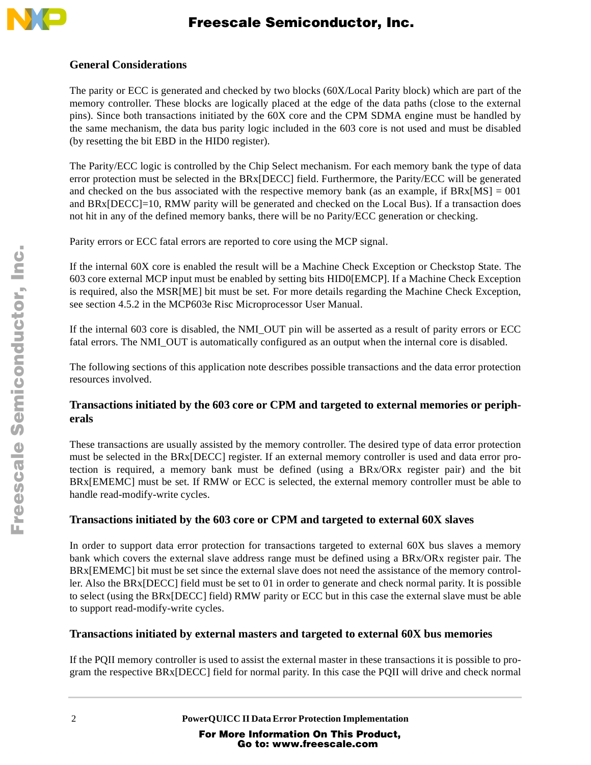## General Considerations

The parity or ECC is generated and checked by two blocks (60X/Local Parity block) which are part of the memory controller. These blocks are logically placed at the edge of the data paths (close to the external pins). Since both transactions initiated by the 60X core and the CPM SDMA engine must be handled by the same mechanism, the data bus parity logic included in the 603 core is not used and must be disabled (by resetting the bit EBD in the HID0 register).

The Parity/ECC logic is controlled by the Chip Select mechanism. For each memory bank the type of data error protection must be selected in the BRx[DECC] field. Furthermore, the Parity/ECC will be generated and checked on the bus associated with the respective memory bank (as an example, if BRx[MS] = 001 and BRx[DECC]=10, RMW parity will be generated and checked on the Local Bus). If a transaction does not hit in any of the defined memory banks, there will be no Parity/ECC generation or checking.

Parity errors or ECC fatal errors are reported to core using the MCP signal.

If the internal 60X core is enabled the result will be a Machine Check Exception or Checkstop State. The 603 core external MCP input must be enabled by setting bits HID0[EMCP]. If a Machine Check Exception is required, also the MSR[ME] bit must be set. For more details regarding the Machine Check Exception, see section 4.5.2 in the MCP603e Risc Microprocessor User Manual.

If the internal 603 core is disabled, the NMI_OUT pin will be asserted as a result of parity errors or ECC fatal errors. The NMI_OUT is automatically configured as an output when the internal core is disabled.

The following sections of this application note describes possible transactions and the data error protection resources involved.

## Transactions initiated by the 603 core or CPM and targeted to external memories or peripherals

These transactions are usually assisted by the memory controller. The desired type of data error protection must be selected in the BRx[DECC] register. If an external memory controller is used and data error protection is required, a memory bank must be defined (using a BRx/ORx register pair) and the bit BRx[EMEMC] must be set. If RMW or ECC is selected, the external memory controller must be able to handle read-modify-write cycles.

## Transactions initiated by the 603 core or CPM and targeted to external 60X slaves

In order to support data error protection for transactions targeted to external 60X bus slaves a memory bank which covers the external slave address range must be defined using a BRx/ORx register pair. The BRx[EMEMC] bit must be set since the external slave does not need the assistance of the memory controller. Also the BRx[DECC] field must be set to 01 in order to generate and check normal parity. It is possible to select (using the BRx[DECC] field) RMW parity or ECC but in this case the external slave must be able to support read-modify-write cycles.

## Transactions initiated by external masters and targeted to external 60X bus memories

If the PQII memory controller is used to assist the external master in these transactions it is possible to program the respective BRx[DECC] field for normal parity. In this case the PQII will drive and check normal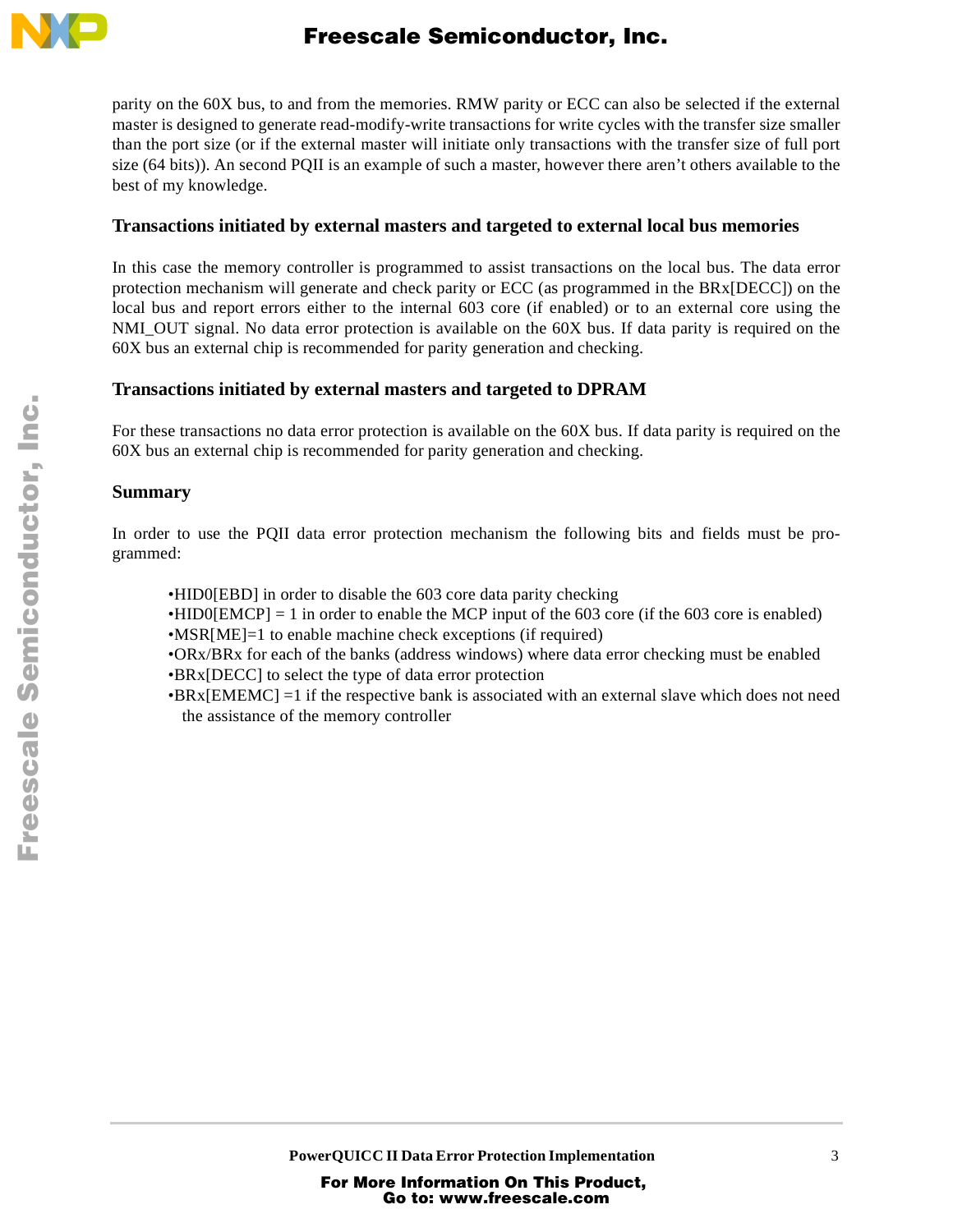parity on the 60X bus, to and from the memories. RMW parity or ECC can also be selected if the external master is designed to generate read-modify-write transactions for write cycles with the transfer size smaller than the port size (or if the external master will initiate only transactions with the transfer size of full port size (64 bits)). An second PQII is an example of such a master, however there aren't others available to the best of my knowledge.

### Transactions initiated by external masters and targeted to external local bus memories

In this case the memory controller is programmed to assist transactions on the local bus. The data error protection mechanism will generate and check parity or ECC (as programmed in the BRx[DECC]) on the local bus and report errors either to the internal 603 core (if enabled) or to an external core using the NMI_OUT signal. No data error protection is available on the 60X bus. If data parity is required on the 60X bus an external chip is recommended for parity generation and checking.

### Transactions initiated by external masters and targeted to DPRAM

For these transactions no data error protection is available on the 60X bus. If data parity is required on the 60X bus an external chip is recommended for parity generation and checking.

### Summary

In order to use the PQII data error protection mechanism the following bits and fields must be programmed:

- HID0[EBD] in order to disable the 603 core data parity checking
- HID0[EMCP] = 1 in order to enable the MCP input of the 603 core (if the 603 core is enabled)
- MSR[ME]=1 to enable machine check exceptions (if required)
- ORx/BRx for each of the banks (address windows) where data error checking must be enabled
- BRx[DECC] to select the type of data error protection
- BRx[EMEMC] =1 if the respective bank is associated with an external slave which does not need the assistance of the memory controller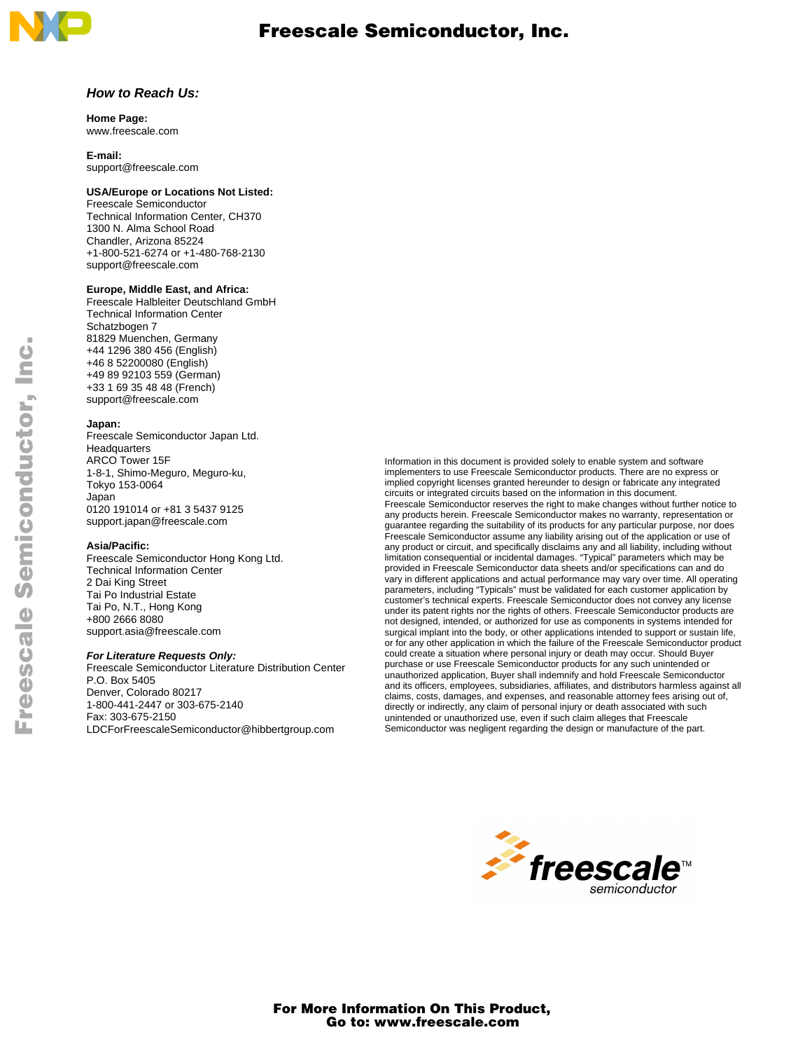## *How to Reach Us:*

**Home Page:**
www.freescale.com

**E-mail:**
support@freescale.com

**USA/Europe or Locations Not Listed:**
Freescale Semiconductor
Technical Information Center, CH370
1300 N. Alma School Road
Chandler, Arizona 85224
+1-800-521-6274 or +1-480-768-2130
support@freescale.com

**Europe, Middle East, and Africa:**
Freescale Halbleiter Deutschland GmbH
Technical Information Center
Schatzbogen 7
81829 Muenchen, Germany
+44 1296 380 456 (English)
+46 8 52200080 (English)
+49 89 92103 559 (German)
+33 1 69 35 48 48 (French)
support@freescale.com

**Japan:**
Freescale Semiconductor Japan Ltd.
Headquarters
ARCO Tower 15F
1-8-1, Shimo-Meguro, Meguro-ku,
Tokyo 153-0064
Japan
0120 191014 or +81 3 5437 9125
support.japan@freescale.com

**Asia/Pacific:**
Freescale Semiconductor Hong Kong Ltd.
Technical Information Center
2 Dai King Street
Tai Po Industrial Estate
Tai Po, N.T., Hong Kong
+800 2666 8080
support.asia@freescale.com

***For Literature Requests Only:***
Freescale Semiconductor Literature Distribution Center
P.O. Box 5405
Denver, Colorado 80217
1-800-441-2447 or 303-675-2140
Fax: 303-675-2150
LDCForFreescaleSemiconductor@hibbertgroup.com

Information in this document is provided solely to enable system and software implementers to use Freescale Semiconductor products. There are no express or implied copyright licenses granted hereunder to design or fabricate any integrated circuits or integrated circuits based on the information in this document.
Freescale Semiconductor reserves the right to make changes without further notice to any products herein. Freescale Semiconductor makes no warranty, representation or guarantee regarding the suitability of its products for any particular purpose, nor does Freescale Semiconductor assume any liability arising out of the application or use of any product or circuit, and specifically disclaims any and all liability, including without limitation consequential or incidental damages. "Typical" parameters which may be provided in Freescale Semiconductor data sheets and/or specifications can and do vary in different applications and actual performance may vary over time. All operating parameters, including "Typicals" must be validated for each customer application by customer's technical experts. Freescale Semiconductor does not convey any license under its patent rights nor the rights of others. Freescale Semiconductor products are not designed, intended, or authorized for use as components in systems intended for surgical implant into the body, or other applications intended to support or sustain life, or for any other application in which the failure of the Freescale Semiconductor product could create a situation where personal injury or death may occur. Should Buyer purchase or use Freescale Semiconductor products for any such unintended or unauthorized application, Buyer shall indemnify and hold Freescale Semiconductor and its officers, employees, subsidiaries, affiliates, and distributors harmless against all claims, costs, damages, and expenses, and reasonable attorney fees arising out of, directly or indirectly, any claim of personal injury or death associated with such unintended or unauthorized use, even if such claim alleges that Freescale Semiconductor was negligent regarding the design or manufacture of the part.

freescale™ semiconductor

**For More Information On This Product,**
**Go to: www.freescale.com**